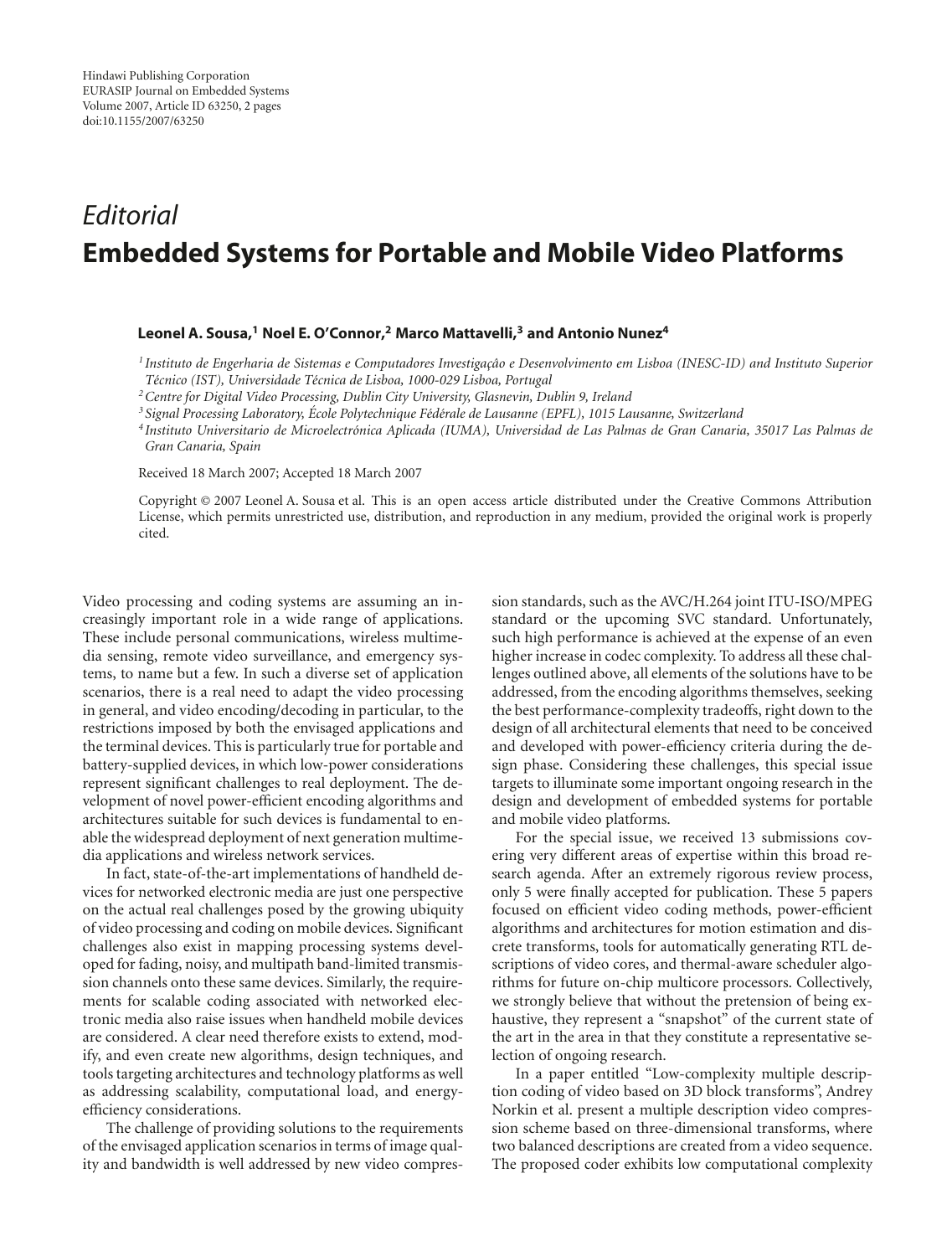Hindawi Publishing Corporation
EURASIP Journal on Embedded Systems
Volume 2007, Article ID 63250, 2 pages
doi:10.1155/2007/63250

*Editorial*

# Embedded Systems for Portable and Mobile Video Platforms

**Leonel A. Sousa,[1] Noel E. O'Connor,[2] Marco Mattavelli,[3] and Antonio Nunez[4]**

[1] *Instituto de Engerharia de Sistemas e Computadores Investigaçâo e Desenvolvimento em Lisboa (INESC-ID) and Instituto Superior Técnico (IST), Universidade Técnica de Lisboa, 1000-029 Lisboa, Portugal*

[2] *Centre for Digital Video Processing, Dublin City University, Glasnevin, Dublin 9, Ireland*

[3] *Signal Processing Laboratory, École Polytechnique Fédérale de Lausanne (EPFL), 1015 Lausanne, Switzerland*

[4] *Instituto Universitario de Microelectrónica Aplicada (IUMA), Universidad de Las Palmas de Gran Canaria, 35017 Las Palmas de Gran Canaria, Spain*

Received 18 March 2007; Accepted 18 March 2007

Copyright © 2007 Leonel A. Sousa et al. This is an open access article distributed under the Creative Commons Attribution License, which permits unrestricted use, distribution, and reproduction in any medium, provided the original work is properly cited.

Video processing and coding systems are assuming an increasingly important role in a wide range of applications. These include personal communications, wireless multimedia sensing, remote video surveillance, and emergency systems, to name but a few. In such a diverse set of application scenarios, there is a real need to adapt the video processing in general, and video encoding/decoding in particular, to the restrictions imposed by both the envisaged applications and the terminal devices. This is particularly true for portable and battery-supplied devices, in which low-power considerations represent significant challenges to real deployment. The development of novel power-efficient encoding algorithms and architectures suitable for such devices is fundamental to enable the widespread deployment of next generation multimedia applications and wireless network services.

In fact, state-of-the-art implementations of handheld devices for networked electronic media are just one perspective on the actual real challenges posed by the growing ubiquity of video processing and coding on mobile devices. Significant challenges also exist in mapping processing systems developed for fading, noisy, and multipath band-limited transmission channels onto these same devices. Similarly, the requirements for scalable coding associated with networked electronic media also raise issues when handheld mobile devices are considered. A clear need therefore exists to extend, modify, and even create new algorithms, design techniques, and tools targeting architectures and technology platforms as well as addressing scalability, computational load, and energy-efficiency considerations.

The challenge of providing solutions to the requirements of the envisaged application scenarios in terms of image quality and bandwidth is well addressed by new video compression standards, such as the AVC/H.264 joint ITU-ISO/MPEG standard or the upcoming SVC standard. Unfortunately, such high performance is achieved at the expense of an even higher increase in codec complexity. To address all these challenges outlined above, all elements of the solutions have to be addressed, from the encoding algorithms themselves, seeking the best performance-complexity tradeoffs, right down to the design of all architectural elements that need to be conceived and developed with power-efficiency criteria during the design phase. Considering these challenges, this special issue targets to illuminate some important ongoing research in the design and development of embedded systems for portable and mobile video platforms.

For the special issue, we received 13 submissions covering very different areas of expertise within this broad research agenda. After an extremely rigorous review process, only 5 were finally accepted for publication. These 5 papers focused on efficient video coding methods, power-efficient algorithms and architectures for motion estimation and discrete transforms, tools for automatically generating RTL descriptions of video cores, and thermal-aware scheduler algorithms for future on-chip multicore processors. Collectively, we strongly believe that without the pretension of being exhaustive, they represent a "snapshot" of the current state of the art in the area in that they constitute a representative selection of ongoing research.

In a paper entitled "Low-complexity multiple description coding of video based on 3D block transforms", Andrey Norkin et al. present a multiple description video compression scheme based on three-dimensional transforms, where two balanced descriptions are created from a video sequence. The proposed coder exhibits low computational complexity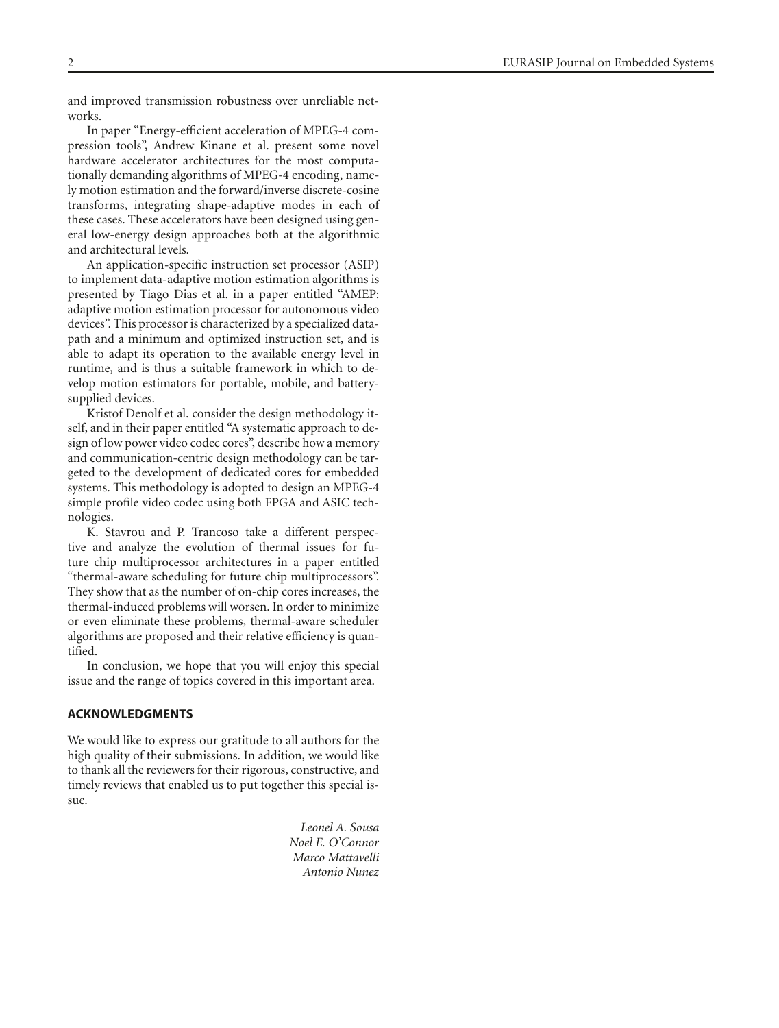and improved transmission robustness over unreliable networks.

In paper "Energy-efficient acceleration of MPEG-4 compression tools", Andrew Kinane et al. present some novel hardware accelerator architectures for the most computationally demanding algorithms of MPEG-4 encoding, namely motion estimation and the forward/inverse discrete-cosine transforms, integrating shape-adaptive modes in each of these cases. These accelerators have been designed using general low-energy design approaches both at the algorithmic and architectural levels.

An application-specific instruction set processor (ASIP) to implement data-adaptive motion estimation algorithms is presented by Tiago Dias et al. in a paper entitled "AMEP: adaptive motion estimation processor for autonomous video devices". This processor is characterized by a specialized datapath and a minimum and optimized instruction set, and is able to adapt its operation to the available energy level in runtime, and is thus a suitable framework in which to develop motion estimators for portable, mobile, and battery-supplied devices.

Kristof Denolf et al. consider the design methodology itself, and in their paper entitled "A systematic approach to design of low power video codec cores", describe how a memory and communication-centric design methodology can be targeted to the development of dedicated cores for embedded systems. This methodology is adopted to design an MPEG-4 simple profile video codec using both FPGA and ASIC technologies.

K. Stavrou and P. Trancoso take a different perspective and analyze the evolution of thermal issues for future chip multiprocessor architectures in a paper entitled "thermal-aware scheduling for future chip multiprocessors". They show that as the number of on-chip cores increases, the thermal-induced problems will worsen. In order to minimize or even eliminate these problems, thermal-aware scheduler algorithms are proposed and their relative efficiency is quantified.

In conclusion, we hope that you will enjoy this special issue and the range of topics covered in this important area.

## ACKNOWLEDGMENTS

We would like to express our gratitude to all authors for the high quality of their submissions. In addition, we would like to thank all the reviewers for their rigorous, constructive, and timely reviews that enabled us to put together this special issue.

*Leonel A. Sousa*
*Noel E. O'Connor*
*Marco Mattavelli*
*Antonio Nunez*